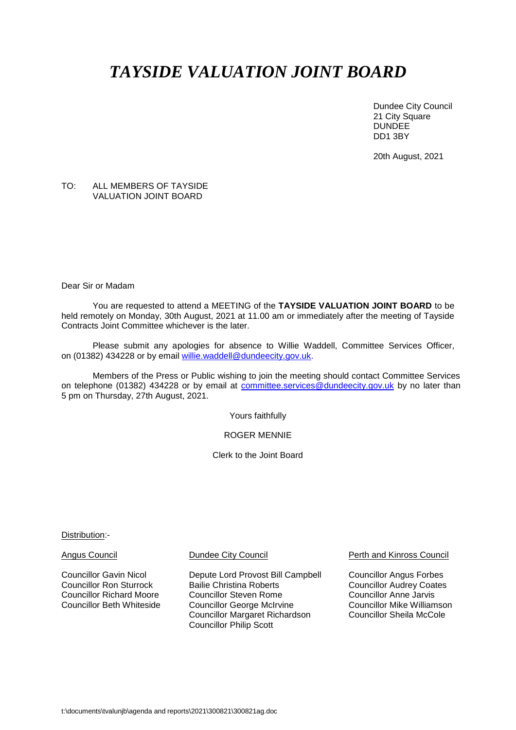# *TAYSIDE VALUATION JOINT BOARD*

Dundee City Council
21 City Square
DUNDEE
DD1 3BY

20th August, 2021

TO: ALL MEMBERS OF TAYSIDE VALUATION JOINT BOARD

Dear Sir or Madam

You are requested to attend a MEETING of the **TAYSIDE VALUATION JOINT BOARD** to be held remotely on Monday, 30th August, 2021 at 11.00 am or immediately after the meeting of Tayside Contracts Joint Committee whichever is the later.

Please submit any apologies for absence to Willie Waddell, Committee Services Officer, on (01382) 434228 or by email willie.waddell@dundeecity.gov.uk.

Members of the Press or Public wishing to join the meeting should contact Committee Services on telephone (01382) 434228 or by email at committee.services@dundeecity.gov.uk by no later than 5 pm on Thursday, 27th August, 2021.

Yours faithfully

ROGER MENNIE

Clerk to the Joint Board

Distribution:-

Angus Council

Councillor Gavin Nicol
Councillor Ron Sturrock
Councillor Richard Moore
Councillor Beth Whiteside

Dundee City Council

Depute Lord Provost Bill Campbell
Bailie Christina Roberts
Councillor Steven Rome
Councillor George McIrvine
Councillor Margaret Richardson
Councillor Philip Scott

Perth and Kinross Council

Councillor Angus Forbes
Councillor Audrey Coates
Councillor Anne Jarvis
Councillor Mike Williamson
Councillor Sheila McCole

t:\documents\tvalunjb\agenda and reports\2021\300821\300821ag.doc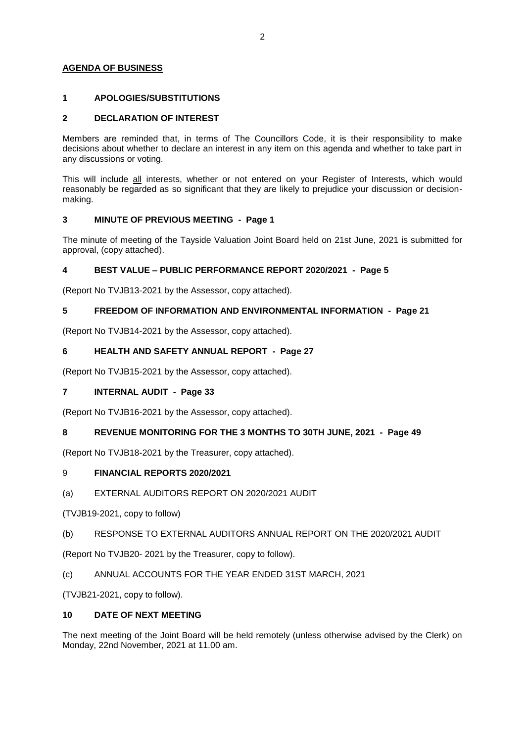**AGENDA OF BUSINESS**

**1 APOLOGIES/SUBSTITUTIONS**

**2 DECLARATION OF INTEREST**

Members are reminded that, in terms of The Councillors Code, it is their responsibility to make decisions about whether to declare an interest in any item on this agenda and whether to take part in any discussions or voting.

This will include all interests, whether or not entered on your Register of Interests, which would reasonably be regarded as so significant that they are likely to prejudice your discussion or decision-making.

**3 MINUTE OF PREVIOUS MEETING - Page 1**

The minute of meeting of the Tayside Valuation Joint Board held on 21st June, 2021 is submitted for approval, (copy attached).

**4 BEST VALUE – PUBLIC PERFORMANCE REPORT 2020/2021 - Page 5**

(Report No TVJB13-2021 by the Assessor, copy attached).

**5 FREEDOM OF INFORMATION AND ENVIRONMENTAL INFORMATION - Page 21**

(Report No TVJB14-2021 by the Assessor, copy attached).

**6 HEALTH AND SAFETY ANNUAL REPORT - Page 27**

(Report No TVJB15-2021 by the Assessor, copy attached).

**7 INTERNAL AUDIT - Page 33**

(Report No TVJB16-2021 by the Assessor, copy attached).

**8 REVENUE MONITORING FOR THE 3 MONTHS TO 30TH JUNE, 2021 - Page 49**

(Report No TVJB18-2021 by the Treasurer, copy attached).

9 **FINANCIAL REPORTS 2020/2021**

(a) EXTERNAL AUDITORS REPORT ON 2020/2021 AUDIT

(TVJB19-2021, copy to follow)

(b) RESPONSE TO EXTERNAL AUDITORS ANNUAL REPORT ON THE 2020/2021 AUDIT

(Report No TVJB20- 2021 by the Treasurer, copy to follow).

(c) ANNUAL ACCOUNTS FOR THE YEAR ENDED 31ST MARCH, 2021

(TVJB21-2021, copy to follow).

**10 DATE OF NEXT MEETING**

The next meeting of the Joint Board will be held remotely (unless otherwise advised by the Clerk) on Monday, 22nd November, 2021 at 11.00 am.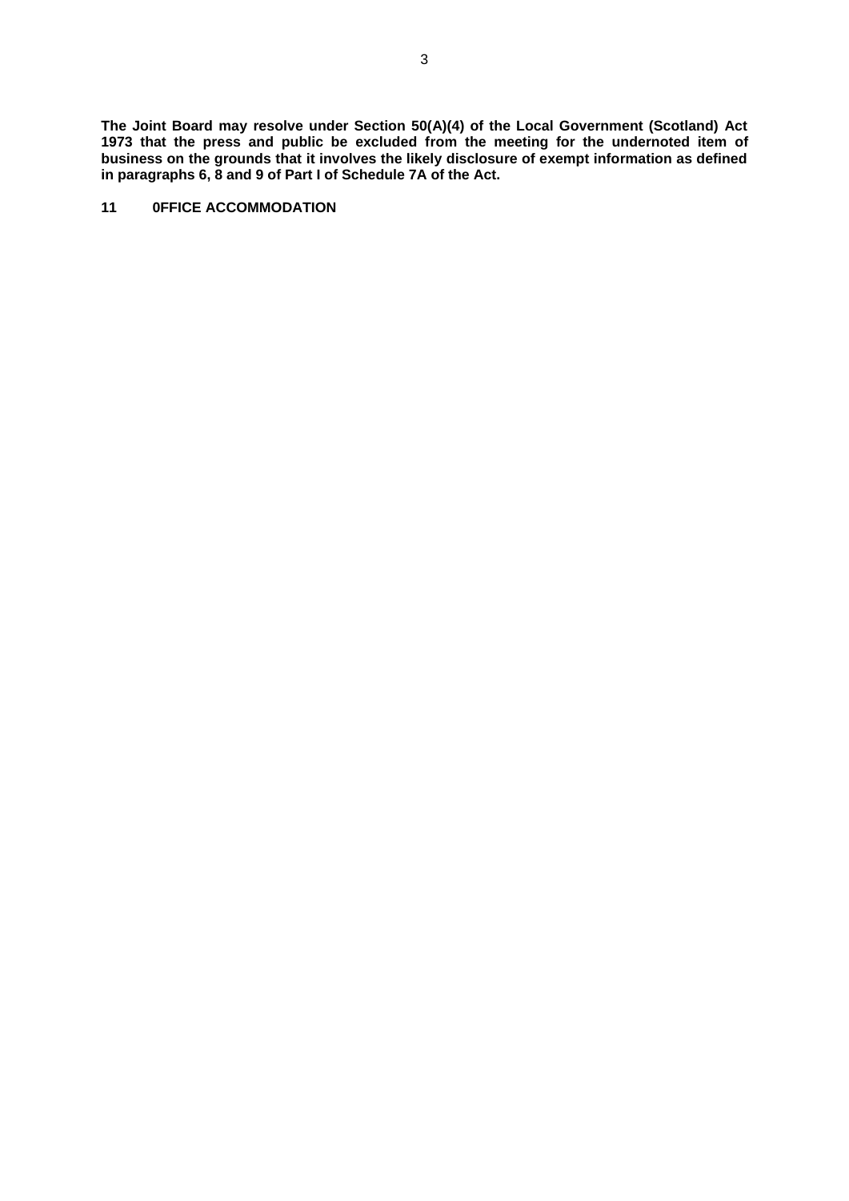**The Joint Board may resolve under Section 50(A)(4) of the Local Government (Scotland) Act 1973 that the press and public be excluded from the meeting for the undernoted item of business on the grounds that it involves the likely disclosure of exempt information as defined in paragraphs 6, 8 and 9 of Part I of Schedule 7A of the Act.**

**11 0FFICE ACCOMMODATION**